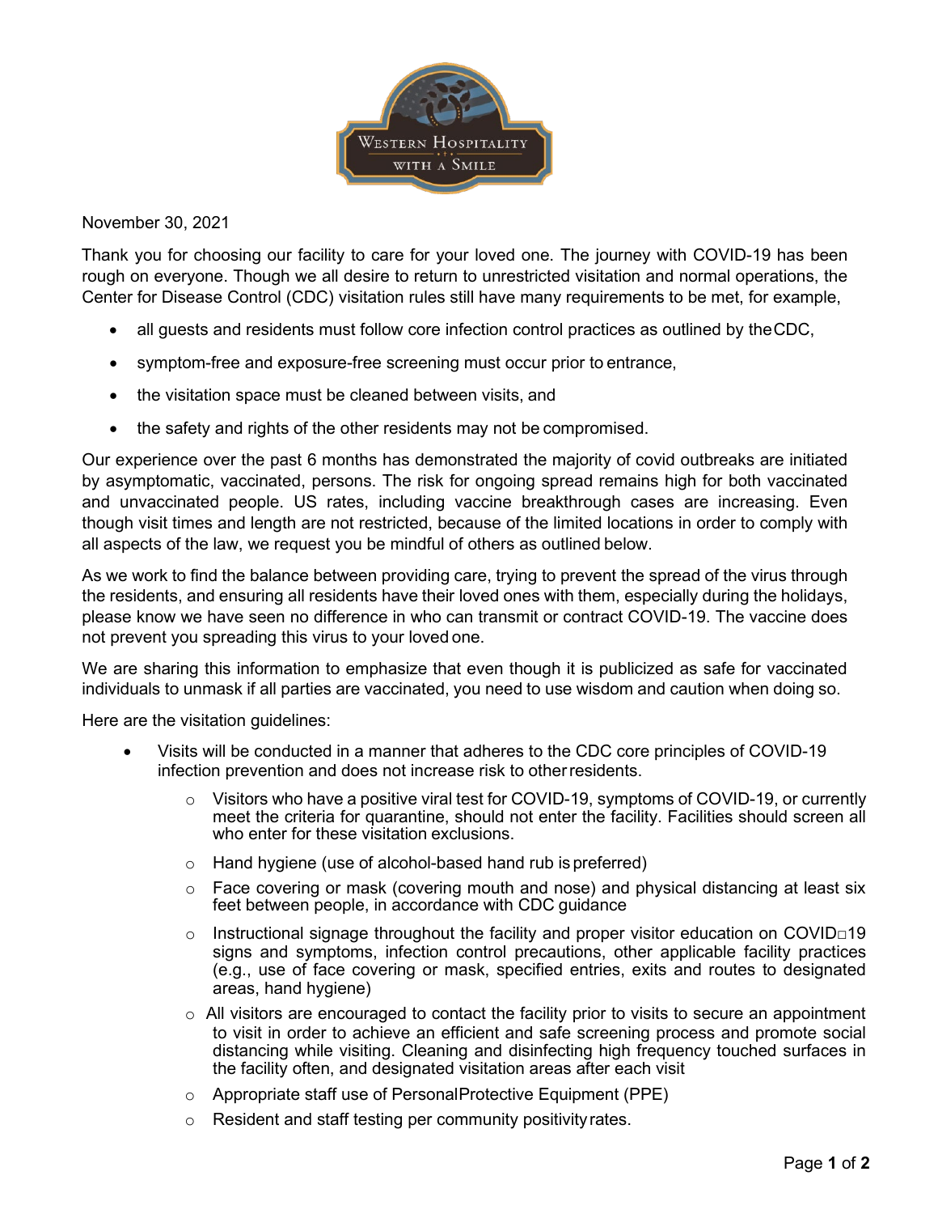Western Hospitality with a Smile

November 30, 2021

Thank you for choosing our facility to care for your loved one. The journey with COVID-19 has been rough on everyone. Though we all desire to return to unrestricted visitation and normal operations, the Center for Disease Control (CDC) visitation rules still have many requirements to be met, for example,

- all guests and residents must follow core infection control practices as outlined by the CDC,
- symptom-free and exposure-free screening must occur prior to entrance,
- the visitation space must be cleaned between visits, and
- the safety and rights of the other residents may not be compromised.

Our experience over the past 6 months has demonstrated the majority of covid outbreaks are initiated by asymptomatic, vaccinated, persons. The risk for ongoing spread remains high for both vaccinated and unvaccinated people. US rates, including vaccine breakthrough cases are increasing. Even though visit times and length are not restricted, because of the limited locations in order to comply with all aspects of the law, we request you be mindful of others as outlined below.

As we work to find the balance between providing care, trying to prevent the spread of the virus through the residents, and ensuring all residents have their loved ones with them, especially during the holidays, please know we have seen no difference in who can transmit or contract COVID-19. The vaccine does not prevent you spreading this virus to your loved one.

We are sharing this information to emphasize that even though it is publicized as safe for vaccinated individuals to unmask if all parties are vaccinated, you need to use wisdom and caution when doing so.

Here are the visitation guidelines:

- Visits will be conducted in a manner that adheres to the CDC core principles of COVID-19 infection prevention and does not increase risk to other residents.
  - Visitors who have a positive viral test for COVID-19, symptoms of COVID-19, or currently meet the criteria for quarantine, should not enter the facility. Facilities should screen all who enter for these visitation exclusions.
  - Hand hygiene (use of alcohol-based hand rub is preferred)
  - Face covering or mask (covering mouth and nose) and physical distancing at least six feet between people, in accordance with CDC guidance
  - Instructional signage throughout the facility and proper visitor education on COVID-19 signs and symptoms, infection control precautions, other applicable facility practices (e.g., use of face covering or mask, specified entries, exits and routes to designated areas, hand hygiene)
  - All visitors are encouraged to contact the facility prior to visits to secure an appointment to visit in order to achieve an efficient and safe screening process and promote social distancing while visiting. Cleaning and disinfecting high frequency touched surfaces in the facility often, and designated visitation areas after each visit
  - Appropriate staff use of Personal Protective Equipment (PPE)
  - Resident and staff testing per community positivity rates.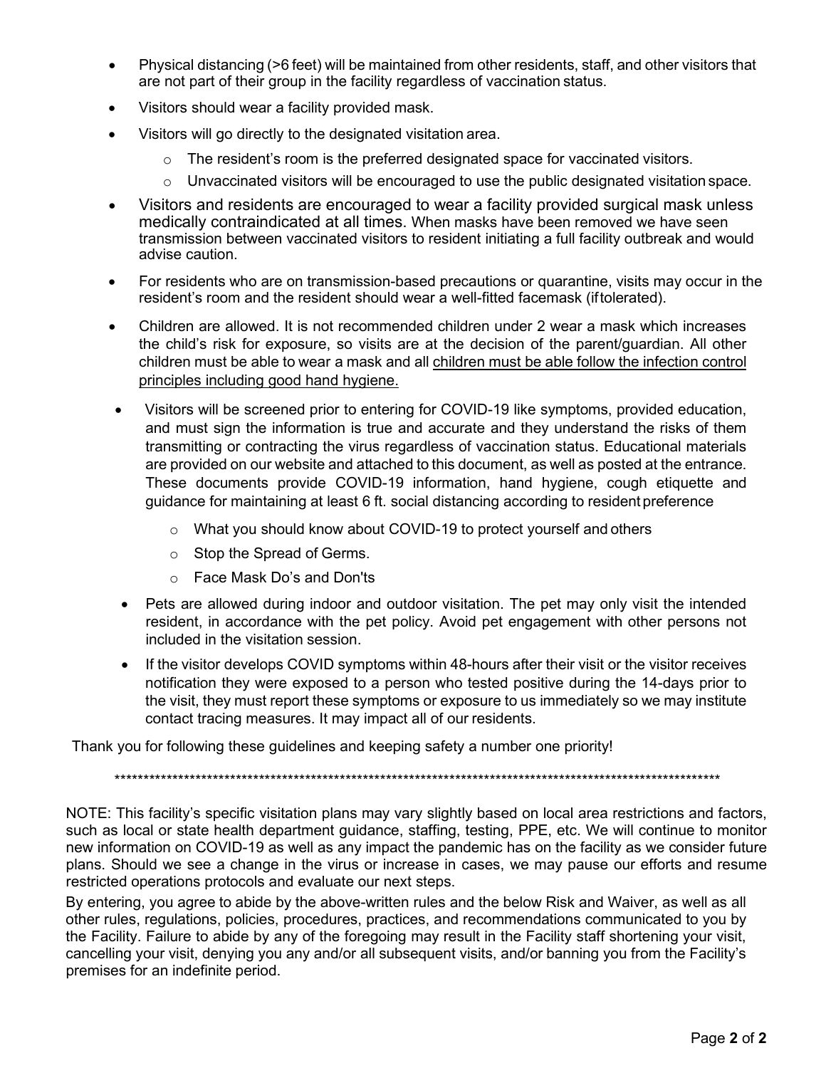- Physical distancing (>6 feet) will be maintained from other residents, staff, and other visitors that are not part of their group in the facility regardless of vaccination status.
- Visitors should wear a facility provided mask.
- Visitors will go directly to the designated visitation area.
  - The resident's room is the preferred designated space for vaccinated visitors.
  - Unvaccinated visitors will be encouraged to use the public designated visitation space.
- Visitors and residents are encouraged to wear a facility provided surgical mask unless medically contraindicated at all times. When masks have been removed we have seen transmission between vaccinated visitors to resident initiating a full facility outbreak and would advise caution.
- For residents who are on transmission-based precautions or quarantine, visits may occur in the resident's room and the resident should wear a well-fitted facemask (if tolerated).
- Children are allowed. It is not recommended children under 2 wear a mask which increases the child's risk for exposure, so visits are at the decision of the parent/guardian. All other children must be able to wear a mask and all <u>children must be able follow the infection control principles including good hand hygiene.</u>
- Visitors will be screened prior to entering for COVID-19 like symptoms, provided education, and must sign the information is true and accurate and they understand the risks of them transmitting or contracting the virus regardless of vaccination status. Educational materials are provided on our website and attached to this document, as well as posted at the entrance. These documents provide COVID-19 information, hand hygiene, cough etiquette and guidance for maintaining at least 6 ft. social distancing according to resident preference
  - What you should know about COVID-19 to protect yourself and others
  - Stop the Spread of Germs.
  - Face Mask Do's and Don'ts
- Pets are allowed during indoor and outdoor visitation. The pet may only visit the intended resident, in accordance with the pet policy. Avoid pet engagement with other persons not included in the visitation session.
- If the visitor develops COVID symptoms within 48-hours after their visit or the visitor receives notification they were exposed to a person who tested positive during the 14-days prior to the visit, they must report these symptoms or exposure to us immediately so we may institute contact tracing measures. It may impact all of our residents.

Thank you for following these guidelines and keeping safety a number one priority!

\*\*\*\*\*\*\*\*\*\*\*\*\*\*\*\*\*\*\*\*\*\*\*\*\*\*\*\*\*\*\*\*\*\*\*\*\*\*\*\*\*\*\*\*\*\*\*\*\*\*\*\*\*\*\*\*\*\*\*\*\*\*\*\*\*\*\*\*\*\*\*\*\*\*\*\*\*\*\*\*\*\*\*\*\*\*\*\*\*\*\*\*\*\*\*\*\*\*\*\*\*\*\*\*\*\*

NOTE: This facility's specific visitation plans may vary slightly based on local area restrictions and factors, such as local or state health department guidance, staffing, testing, PPE, etc. We will continue to monitor new information on COVID-19 as well as any impact the pandemic has on the facility as we consider future plans. Should we see a change in the virus or increase in cases, we may pause our efforts and resume restricted operations protocols and evaluate our next steps.

By entering, you agree to abide by the above-written rules and the below Risk and Waiver, as well as all other rules, regulations, policies, procedures, practices, and recommendations communicated to you by the Facility. Failure to abide by any of the foregoing may result in the Facility staff shortening your visit, cancelling your visit, denying you any and/or all subsequent visits, and/or banning you from the Facility's premises for an indefinite period.